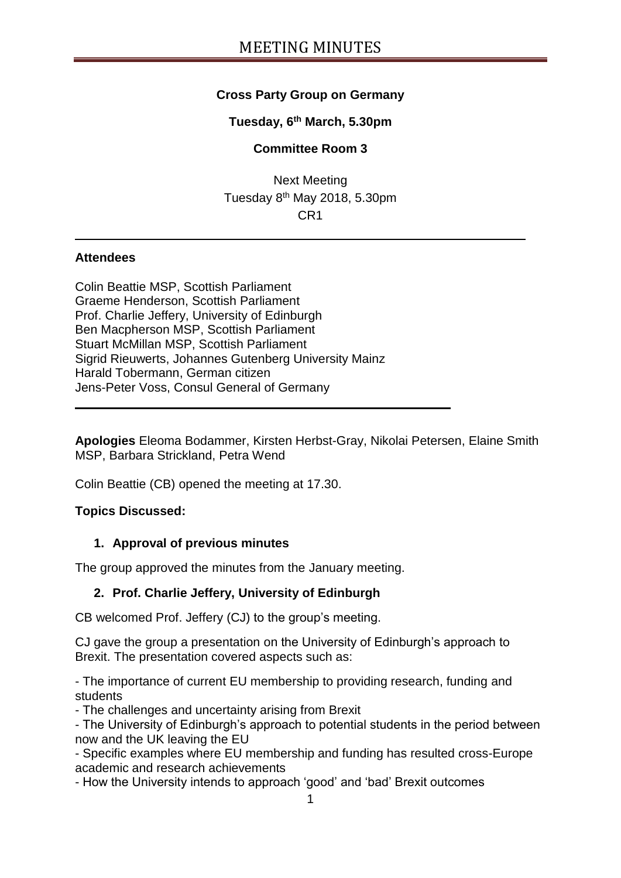# MEETING MINUTES

**Cross Party Group on Germany**

**Tuesday, 6th March, 5.30pm**

**Committee Room 3**

Next Meeting
Tuesday 8th May 2018, 5.30pm
CR1

---

**Attendees**

Colin Beattie MSP, Scottish Parliament
Graeme Henderson, Scottish Parliament
Prof. Charlie Jeffery, University of Edinburgh
Ben Macpherson MSP, Scottish Parliament
Stuart McMillan MSP, Scottish Parliament
Sigrid Rieuwerts, Johannes Gutenberg University Mainz
Harald Tobermann, German citizen
Jens-Peter Voss, Consul General of Germany

---

**Apologies** Eleoma Bodammer, Kirsten Herbst-Gray, Nikolai Petersen, Elaine Smith MSP, Barbara Strickland, Petra Wend

Colin Beattie (CB) opened the meeting at 17.30.

**Topics Discussed:**

**1. Approval of previous minutes**

The group approved the minutes from the January meeting.

**2. Prof. Charlie Jeffery, University of Edinburgh**

CB welcomed Prof. Jeffery (CJ) to the group's meeting.

CJ gave the group a presentation on the University of Edinburgh's approach to Brexit. The presentation covered aspects such as:

- The importance of current EU membership to providing research, funding and students
- The challenges and uncertainty arising from Brexit
- The University of Edinburgh's approach to potential students in the period between now and the UK leaving the EU
- Specific examples where EU membership and funding has resulted cross-Europe academic and research achievements
- How the University intends to approach 'good' and 'bad' Brexit outcomes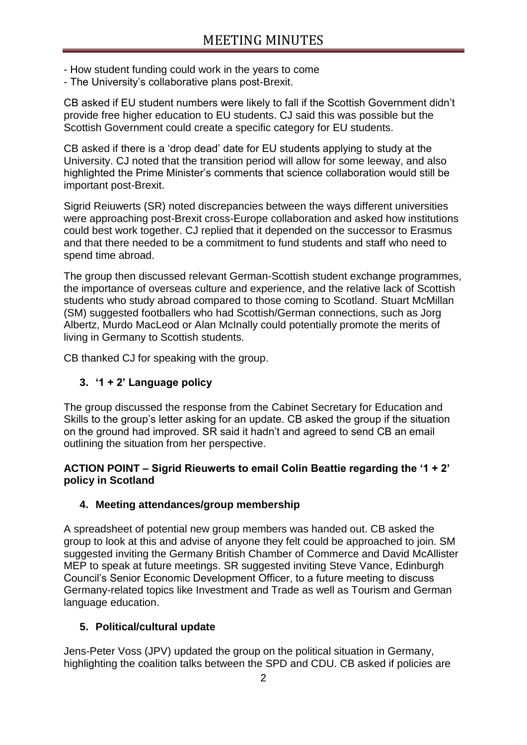- How student funding could work in the years to come
- The University's collaborative plans post-Brexit.

CB asked if EU student numbers were likely to fall if the Scottish Government didn't provide free higher education to EU students. CJ said this was possible but the Scottish Government could create a specific category for EU students.

CB asked if there is a 'drop dead' date for EU students applying to study at the University. CJ noted that the transition period will allow for some leeway, and also highlighted the Prime Minister's comments that science collaboration would still be important post-Brexit.

Sigrid Reiuwerts (SR) noted discrepancies between the ways different universities were approaching post-Brexit cross-Europe collaboration and asked how institutions could best work together. CJ replied that it depended on the successor to Erasmus and that there needed to be a commitment to fund students and staff who need to spend time abroad.

The group then discussed relevant German-Scottish student exchange programmes, the importance of overseas culture and experience, and the relative lack of Scottish students who study abroad compared to those coming to Scotland. Stuart McMillan (SM) suggested footballers who had Scottish/German connections, such as Jorg Albertz, Murdo MacLeod or Alan McInally could potentially promote the merits of living in Germany to Scottish students.

CB thanked CJ for speaking with the group.

### 3. '1 + 2' Language policy

The group discussed the response from the Cabinet Secretary for Education and Skills to the group's letter asking for an update. CB asked the group if the situation on the ground had improved. SR said it hadn't and agreed to send CB an email outlining the situation from her perspective.

**ACTION POINT – Sigrid Rieuwerts to email Colin Beattie regarding the '1 + 2' policy in Scotland**

### 4. Meeting attendances/group membership

A spreadsheet of potential new group members was handed out. CB asked the group to look at this and advise of anyone they felt could be approached to join. SM suggested inviting the Germany British Chamber of Commerce and David McAllister MEP to speak at future meetings. SR suggested inviting Steve Vance, Edinburgh Council's Senior Economic Development Officer, to a future meeting to discuss Germany-related topics like Investment and Trade as well as Tourism and German language education.

### 5. Political/cultural update

Jens-Peter Voss (JPV) updated the group on the political situation in Germany, highlighting the coalition talks between the SPD and CDU. CB asked if policies are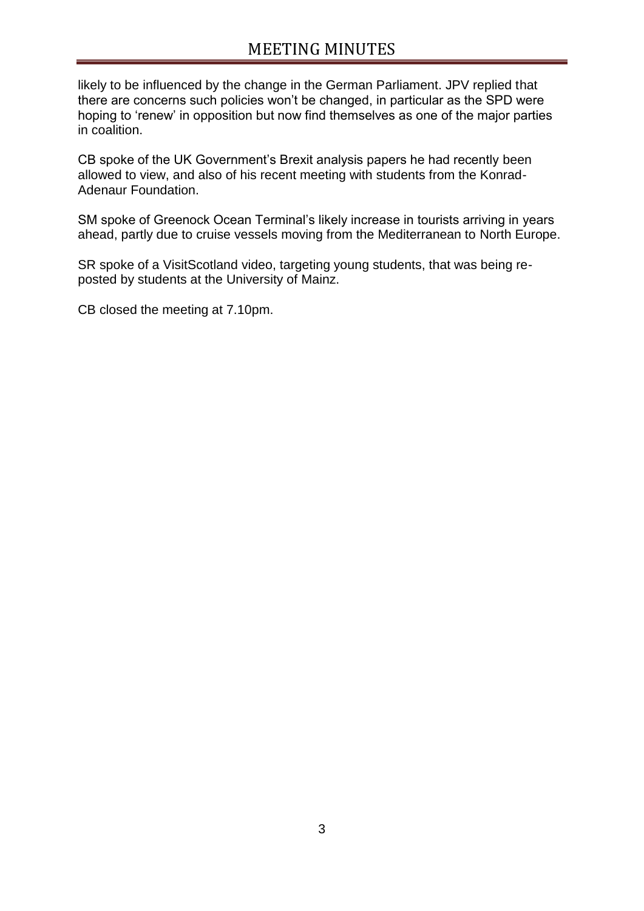likely to be influenced by the change in the German Parliament. JPV replied that there are concerns such policies won't be changed, in particular as the SPD were hoping to 'renew' in opposition but now find themselves as one of the major parties in coalition.

CB spoke of the UK Government's Brexit analysis papers he had recently been allowed to view, and also of his recent meeting with students from the Konrad-Adenaur Foundation.

SM spoke of Greenock Ocean Terminal's likely increase in tourists arriving in years ahead, partly due to cruise vessels moving from the Mediterranean to North Europe.

SR spoke of a VisitScotland video, targeting young students, that was being re-posted by students at the University of Mainz.

CB closed the meeting at 7.10pm.